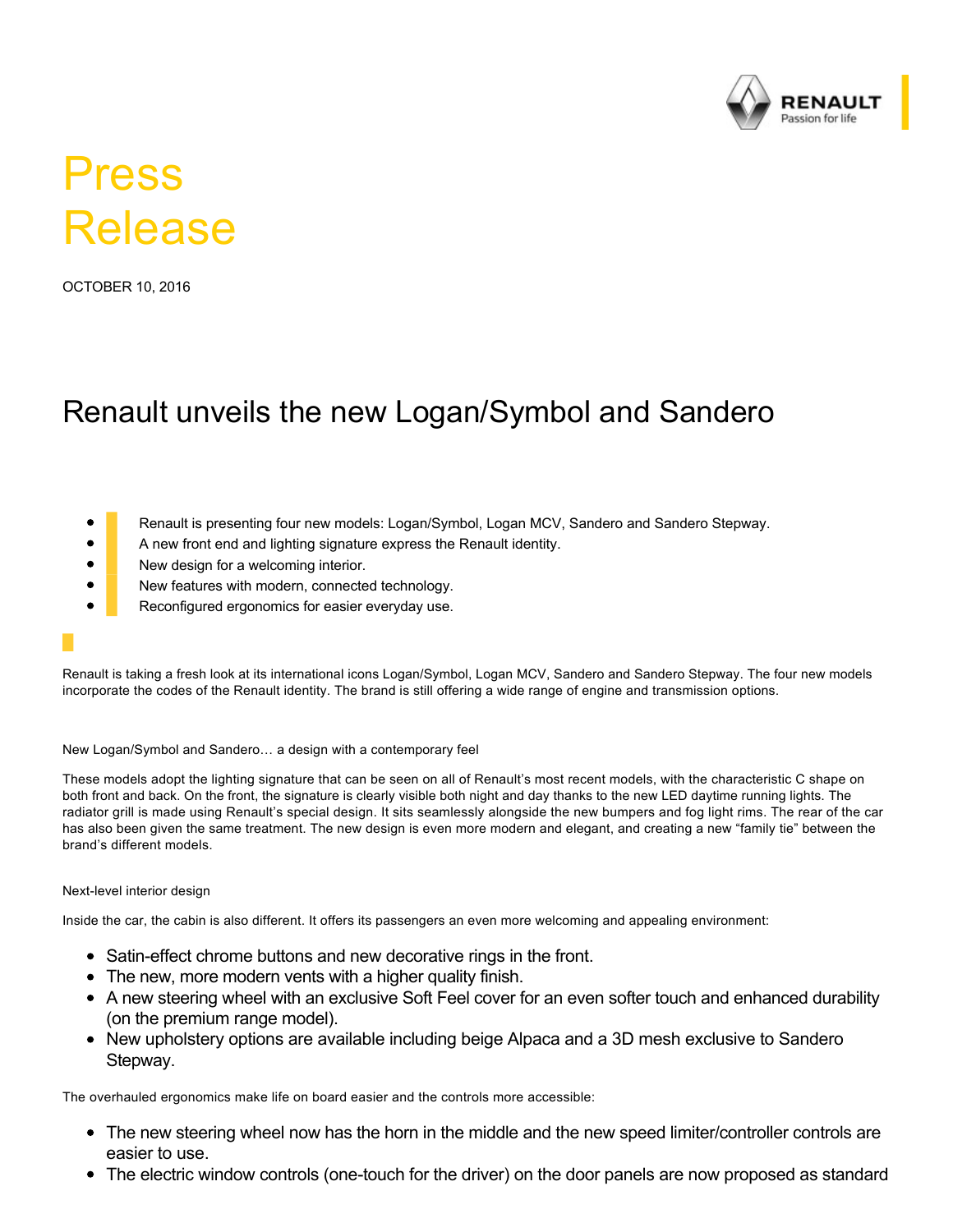# Press Release

OCTOBER 10, 2016

## Renault unveils the new Logan/Symbol and Sandero

- Renault is presenting four new models: Logan/Symbol, Logan MCV, Sandero and Sandero Stepway.
- A new front end and lighting signature express the Renault identity.
- New design for a welcoming interior.
- New features with modern, connected technology.
- Reconfigured ergonomics for easier everyday use.

Renault is taking a fresh look at its international icons Logan/Symbol, Logan MCV, Sandero and Sandero Stepway. The four new models incorporate the codes of the Renault identity. The brand is still offering a wide range of engine and transmission options.

### New Logan/Symbol and Sandero… a design with a contemporary feel

These models adopt the lighting signature that can be seen on all of Renault's most recent models, with the characteristic C shape on both front and back. On the front, the signature is clearly visible both night and day thanks to the new LED daytime running lights. The radiator grill is made using Renault's special design. It sits seamlessly alongside the new bumpers and fog light rims. The rear of the car has also been given the same treatment. The new design is even more modern and elegant, and creating a new "family tie" between the brand's different models.

### Next-level interior design

Inside the car, the cabin is also different. It offers its passengers an even more welcoming and appealing environment:

- Satin-effect chrome buttons and new decorative rings in the front.
- The new, more modern vents with a higher quality finish.
- A new steering wheel with an exclusive Soft Feel cover for an even softer touch and enhanced durability (on the premium range model).
- New upholstery options are available including beige Alpaca and a 3D mesh exclusive to Sandero Stepway.

The overhauled ergonomics make life on board easier and the controls more accessible:

- The new steering wheel now has the horn in the middle and the new speed limiter/controller controls are easier to use.
- The electric window controls (one-touch for the driver) on the door panels are now proposed as standard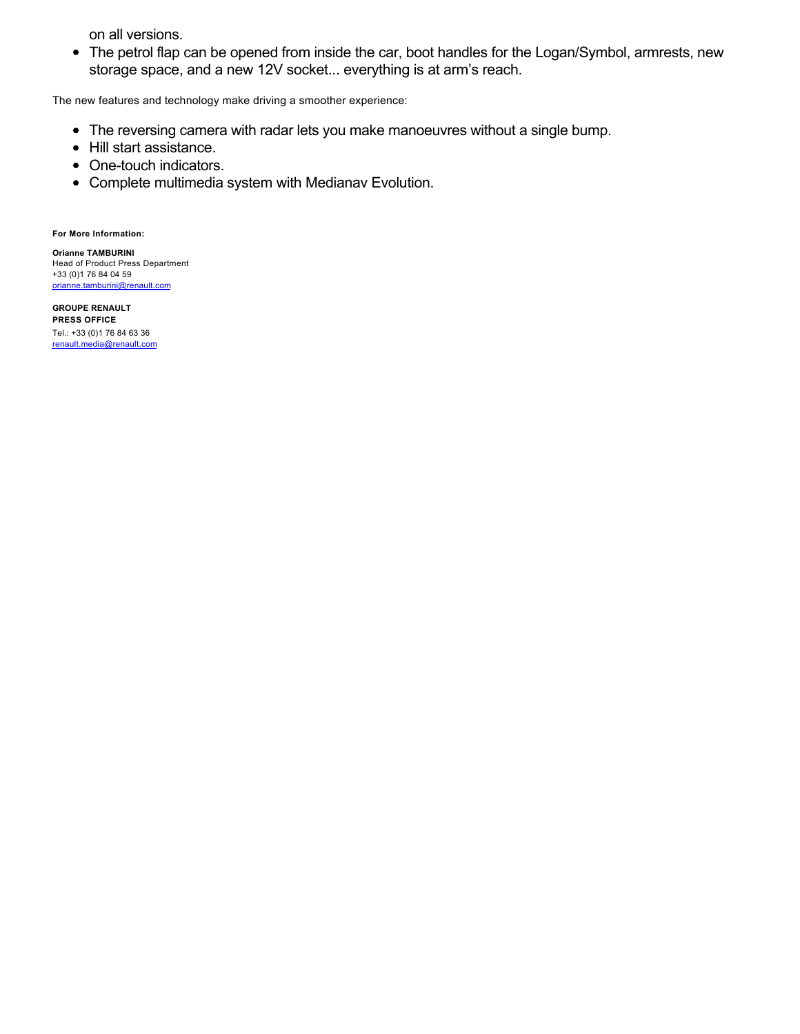on all versions.

- The petrol flap can be opened from inside the car, boot handles for the Logan/Symbol, armrests, new storage space, and a new 12V socket... everything is at arm's reach.

The new features and technology make driving a smoother experience:

- The reversing camera with radar lets you make manoeuvres without a single bump.
- Hill start assistance.
- One-touch indicators.
- Complete multimedia system with Medianav Evolution.

**For More Information:**

**Orianne TAMBURINI**
Head of Product Press Department
+33 (0)1 76 84 04 59
orianne.tamburini@renault.com

**GROUPE RENAULT**
**PRESS OFFICE**
Tel.: +33 (0)1 76 84 63 36
renault.media@renault.com